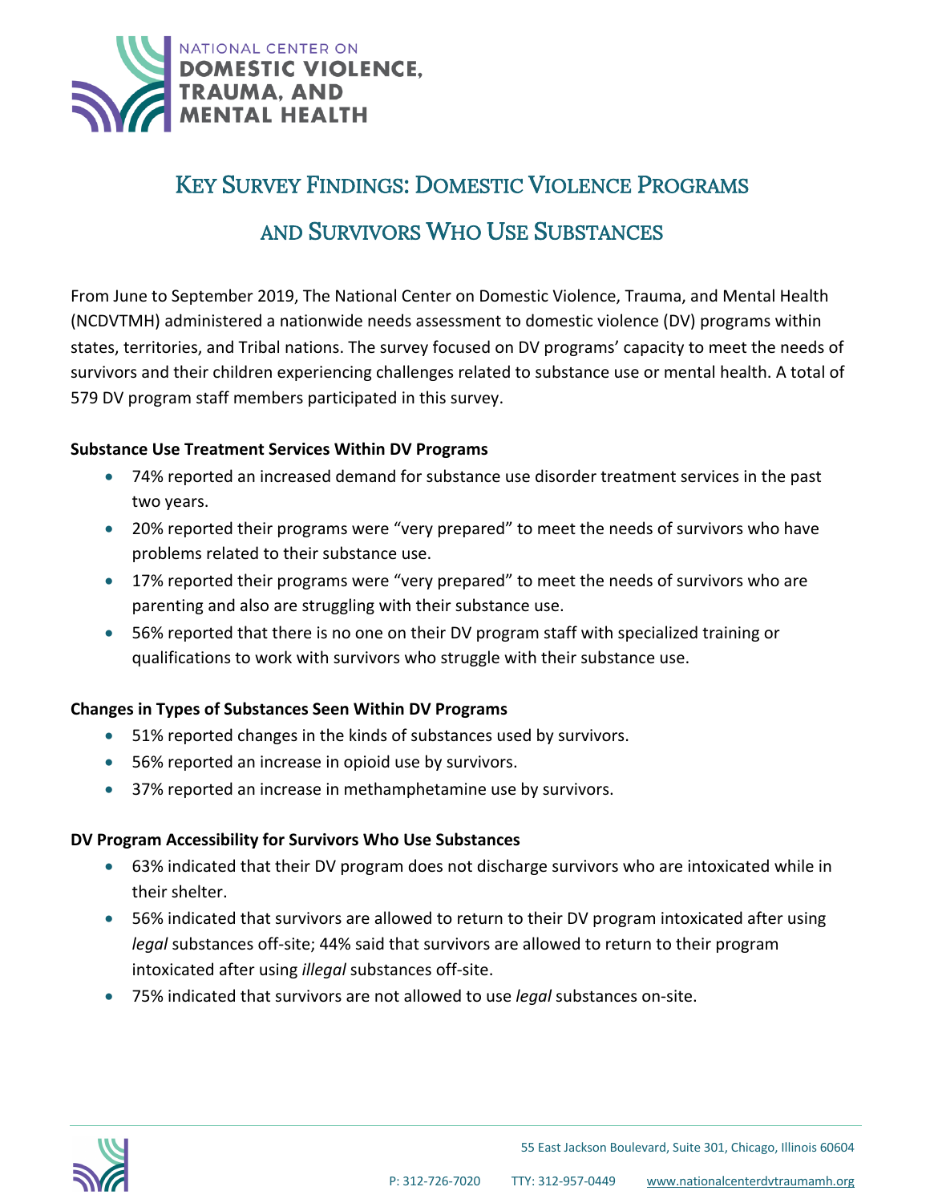NATIONAL CENTER ON
**DOMESTIC VIOLENCE, TRAUMA, AND MENTAL HEALTH**

# Key Survey Findings: Domestic Violence Programs and Survivors Who Use Substances

From June to September 2019, The National Center on Domestic Violence, Trauma, and Mental Health (NCDVTMH) administered a nationwide needs assessment to domestic violence (DV) programs within states, territories, and Tribal nations. The survey focused on DV programs' capacity to meet the needs of survivors and their children experiencing challenges related to substance use or mental health. A total of 579 DV program staff members participated in this survey.

**Substance Use Treatment Services Within DV Programs**

- 74% reported an increased demand for substance use disorder treatment services in the past two years.
- 20% reported their programs were "very prepared" to meet the needs of survivors who have problems related to their substance use.
- 17% reported their programs were "very prepared" to meet the needs of survivors who are parenting and also are struggling with their substance use.
- 56% reported that there is no one on their DV program staff with specialized training or qualifications to work with survivors who struggle with their substance use.

**Changes in Types of Substances Seen Within DV Programs**

- 51% reported changes in the kinds of substances used by survivors.
- 56% reported an increase in opioid use by survivors.
- 37% reported an increase in methamphetamine use by survivors.

**DV Program Accessibility for Survivors Who Use Substances**

- 63% indicated that their DV program does not discharge survivors who are intoxicated while in their shelter.
- 56% indicated that survivors are allowed to return to their DV program intoxicated after using *legal* substances off-site; 44% said that survivors are allowed to return to their program intoxicated after using *illegal* substances off-site.
- 75% indicated that survivors are not allowed to use *legal* substances on-site.

55 East Jackson Boulevard, Suite 301, Chicago, Illinois 60604

P: 312-726-7020 TTY: 312-957-0449 www.nationalcenterdvtraumamh.org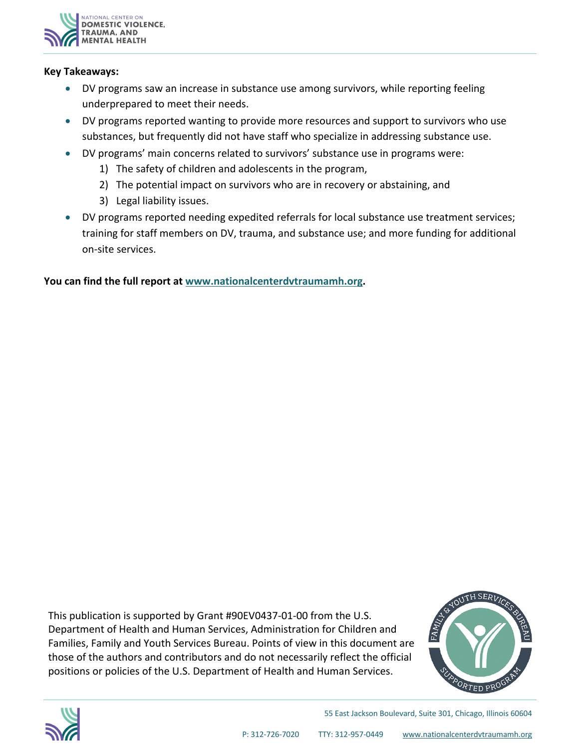**Key Takeaways:**

- DV programs saw an increase in substance use among survivors, while reporting feeling underprepared to meet their needs.
- DV programs reported wanting to provide more resources and support to survivors who use substances, but frequently did not have staff who specialize in addressing substance use.
- DV programs' main concerns related to survivors' substance use in programs were:
    1) The safety of children and adolescents in the program,
    2) The potential impact on survivors who are in recovery or abstaining, and
    3) Legal liability issues.
- DV programs reported needing expedited referrals for local substance use treatment services; training for staff members on DV, trauma, and substance use; and more funding for additional on-site services.

**You can find the full report at [www.nationalcenterdvtraumamh.org](http://www.nationalcenterdvtraumamh.org).**

This publication is supported by Grant #90EV0437-01-00 from the U.S. Department of Health and Human Services, Administration for Children and Families, Family and Youth Services Bureau. Points of view in this document are those of the authors and contributors and do not necessarily reflect the official positions or policies of the U.S. Department of Health and Human Services.

55 East Jackson Boulevard, Suite 301, Chicago, Illinois 60604

P: 312-726-7020 TTY: 312-957-0449 www.nationalcenterdvtraumamh.org